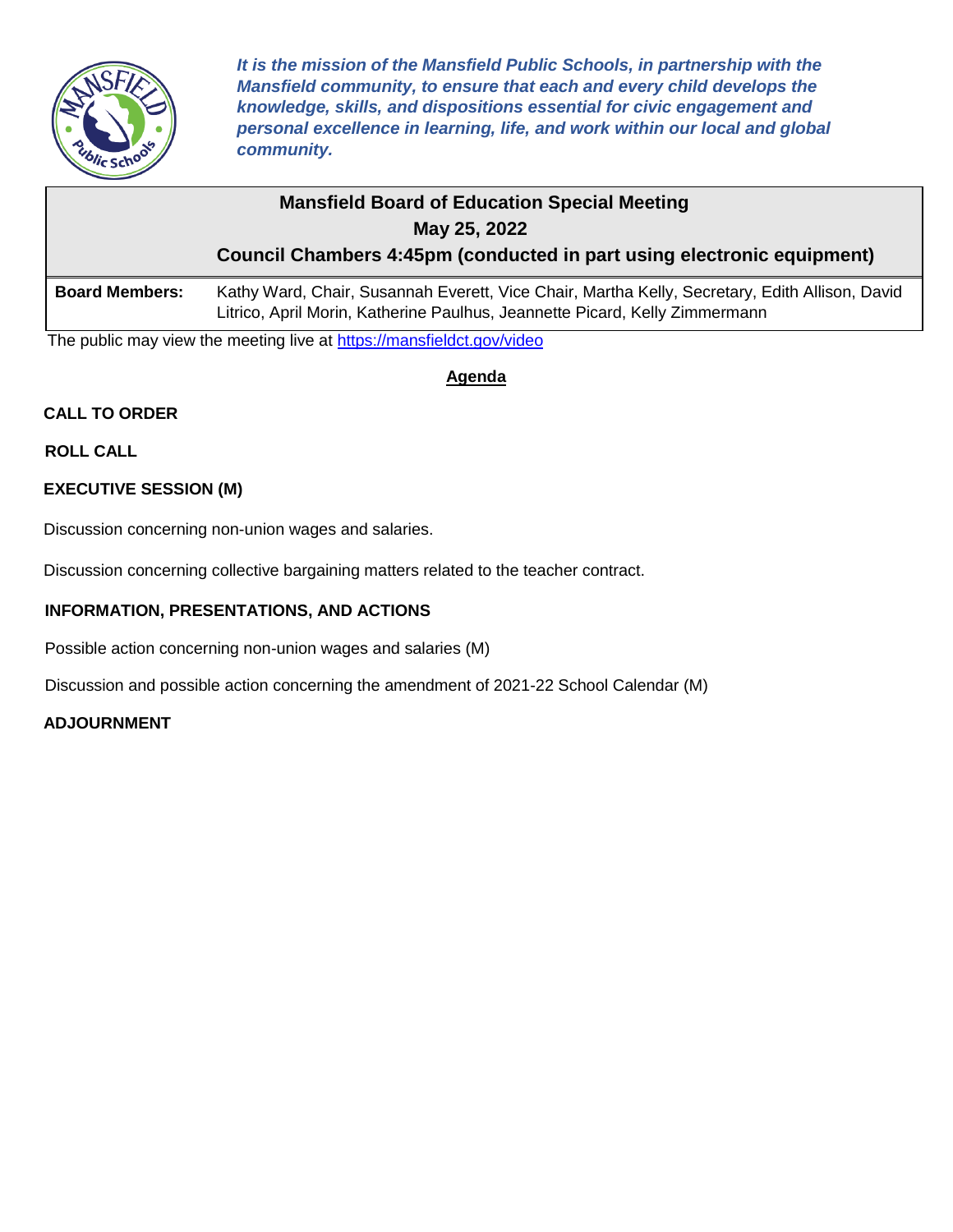*It is the mission of the Mansfield Public Schools, in partnership with the Mansfield community, to ensure that each and every child develops the knowledge, skills, and dispositions essential for civic engagement and personal excellence in learning, life, and work within our local and global community.*

# Mansfield Board of Education Special Meeting

## May 25, 2022

## Council Chambers 4:45pm (conducted in part using electronic equipment)

**Board Members:** Kathy Ward, Chair, Susannah Everett, Vice Chair, Martha Kelly, Secretary, Edith Allison, David Litrico, April Morin, Katherine Paulhus, Jeannette Picard, Kelly Zimmermann

The public may view the meeting live at https://mansfieldct.gov/video

**Agenda**

**CALL TO ORDER**

**ROLL CALL**

**EXECUTIVE SESSION (M)**

Discussion concerning non-union wages and salaries.

Discussion concerning collective bargaining matters related to the teacher contract.

**INFORMATION, PRESENTATIONS, AND ACTIONS**

Possible action concerning non-union wages and salaries (M)

Discussion and possible action concerning the amendment of 2021-22 School Calendar (M)

**ADJOURNMENT**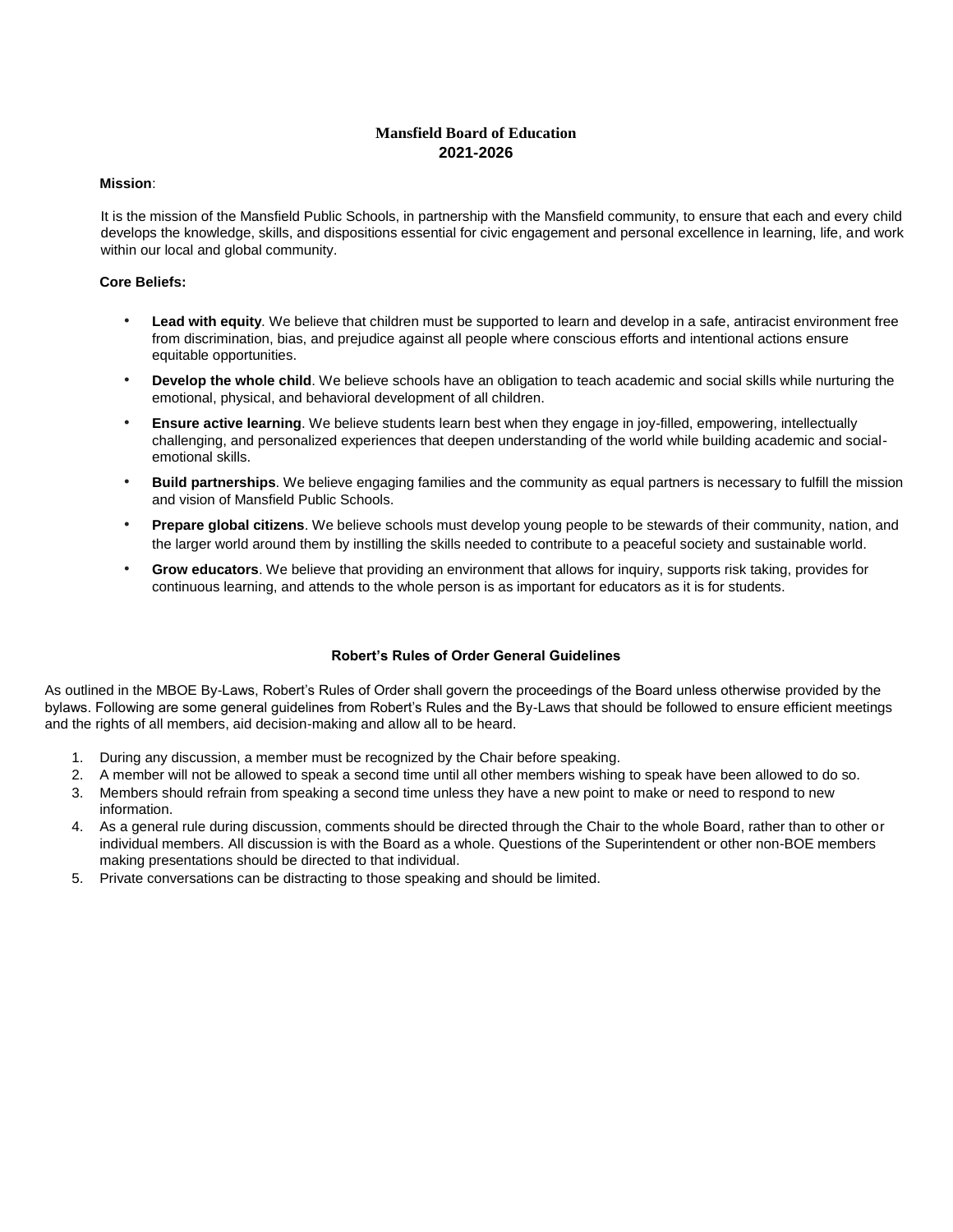# Mansfield Board of Education
## 2021-2026

**Mission**:

It is the mission of the Mansfield Public Schools, in partnership with the Mansfield community, to ensure that each and every child develops the knowledge, skills, and dispositions essential for civic engagement and personal excellence in learning, life, and work within our local and global community.

**Core Beliefs:**

- **Lead with equity**. We believe that children must be supported to learn and develop in a safe, antiracist environment free from discrimination, bias, and prejudice against all people where conscious efforts and intentional actions ensure equitable opportunities.
- **Develop the whole child**. We believe schools have an obligation to teach academic and social skills while nurturing the emotional, physical, and behavioral development of all children.
- **Ensure active learning**. We believe students learn best when they engage in joy-filled, empowering, intellectually challenging, and personalized experiences that deepen understanding of the world while building academic and social-emotional skills.
- **Build partnerships**. We believe engaging families and the community as equal partners is necessary to fulfill the mission and vision of Mansfield Public Schools.
- **Prepare global citizens**. We believe schools must develop young people to be stewards of their community, nation, and the larger world around them by instilling the skills needed to contribute to a peaceful society and sustainable world.
- **Grow educators**. We believe that providing an environment that allows for inquiry, supports risk taking, provides for continuous learning, and attends to the whole person is as important for educators as it is for students.

### Robert's Rules of Order General Guidelines

As outlined in the MBOE By-Laws, Robert's Rules of Order shall govern the proceedings of the Board unless otherwise provided by the bylaws. Following are some general guidelines from Robert's Rules and the By-Laws that should be followed to ensure efficient meetings and the rights of all members, aid decision-making and allow all to be heard.

1. During any discussion, a member must be recognized by the Chair before speaking.
2. A member will not be allowed to speak a second time until all other members wishing to speak have been allowed to do so.
3. Members should refrain from speaking a second time unless they have a new point to make or need to respond to new information.
4. As a general rule during discussion, comments should be directed through the Chair to the whole Board, rather than to other or individual members. All discussion is with the Board as a whole. Questions of the Superintendent or other non-BOE members making presentations should be directed to that individual.
5. Private conversations can be distracting to those speaking and should be limited.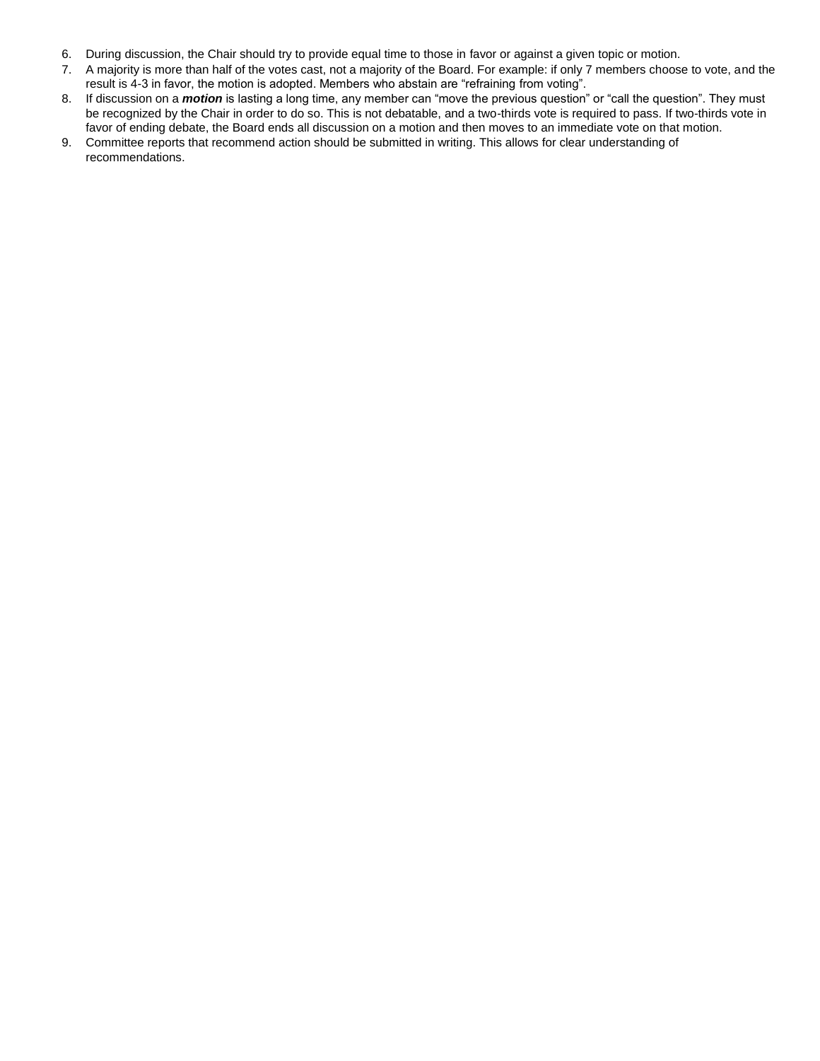6. During discussion, the Chair should try to provide equal time to those in favor or against a given topic or motion.
7. A majority is more than half of the votes cast, not a majority of the Board. For example: if only 7 members choose to vote, and the result is 4-3 in favor, the motion is adopted. Members who abstain are "refraining from voting".
8. If discussion on a ***motion*** is lasting a long time, any member can "move the previous question" or "call the question". They must be recognized by the Chair in order to do so. This is not debatable, and a two-thirds vote is required to pass. If two-thirds vote in favor of ending debate, the Board ends all discussion on a motion and then moves to an immediate vote on that motion.
9. Committee reports that recommend action should be submitted in writing. This allows for clear understanding of recommendations.